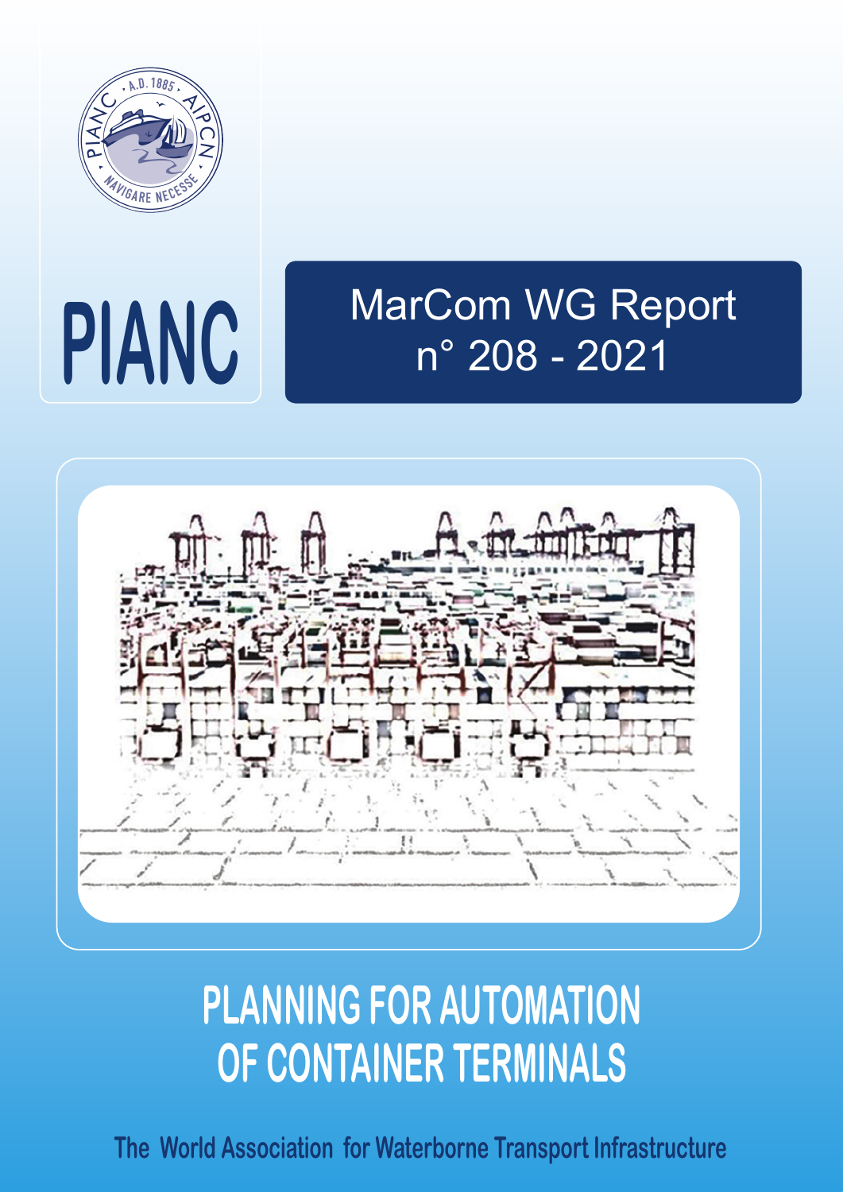PIANC

MarCom WG Report
n° 208 - 2021

# PLANNING FOR AUTOMATION OF CONTAINER TERMINALS

The World Association for Waterborne Transport Infrastructure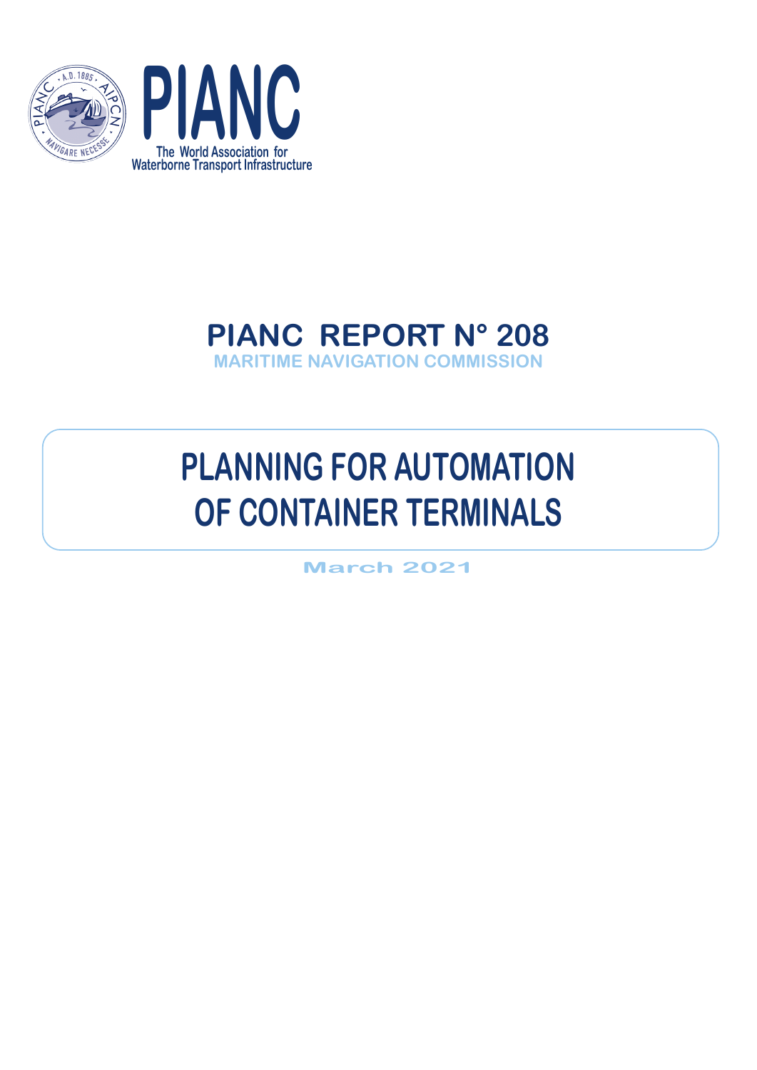PIANC

The World Association for Waterborne Transport Infrastructure

# PIANC REPORT N° 208

MARITIME NAVIGATION COMMISSION

# PLANNING FOR AUTOMATION OF CONTAINER TERMINALS

March 2021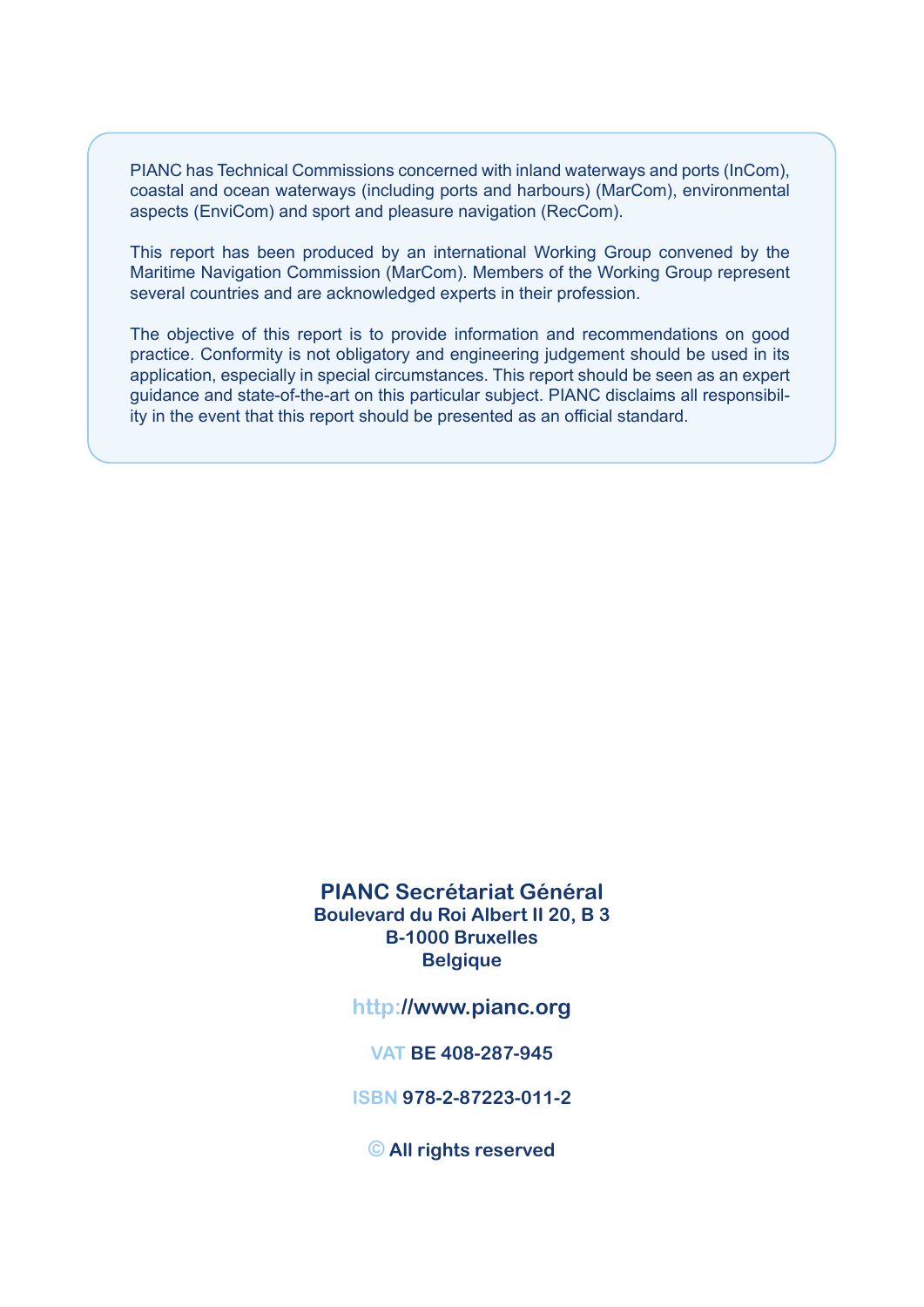PIANC has Technical Commissions concerned with inland waterways and ports (InCom), coastal and ocean waterways (including ports and harbours) (MarCom), environmental aspects (EnviCom) and sport and pleasure navigation (RecCom).

This report has been produced by an international Working Group convened by the Maritime Navigation Commission (MarCom). Members of the Working Group represent several countries and are acknowledged experts in their profession.

The objective of this report is to provide information and recommendations on good practice. Conformity is not obligatory and engineering judgement should be used in its application, especially in special circumstances. This report should be seen as an expert guidance and state-of-the-art on this particular subject. PIANC disclaims all responsibility in the event that this report should be presented as an official standard.

**PIANC Secrétariat Général**
**Boulevard du Roi Albert II 20, B 3**
**B-1000 Bruxelles**
**Belgique**

**http://www.pianc.org**

**VAT BE 408-287-945**

**ISBN 978-2-87223-011-2**

**© All rights reserved**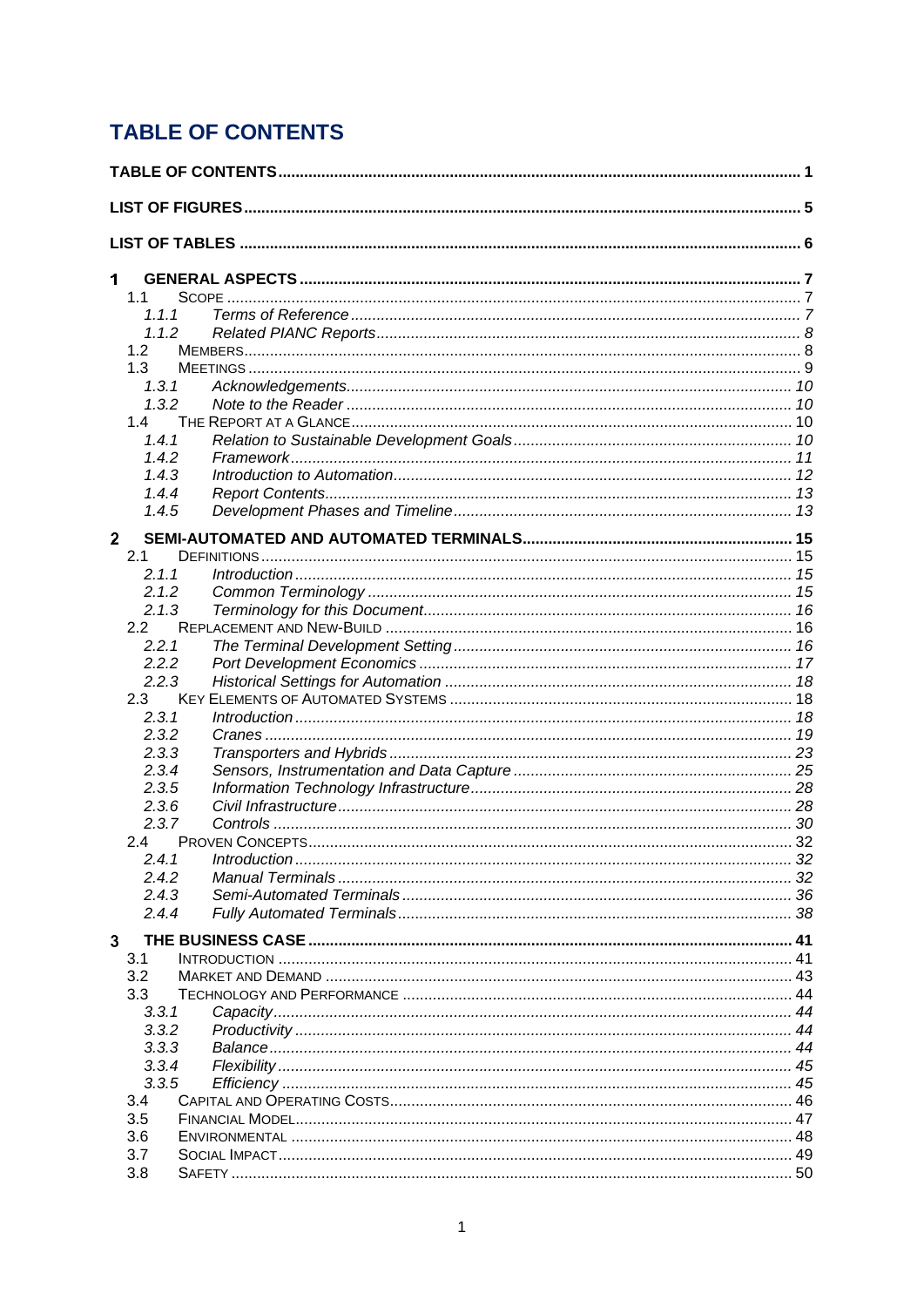# TABLE OF CONTENTS

**TABLE OF CONTENTS** .......... 1

**LIST OF FIGURES** .......... 5

**LIST OF TABLES** .......... 6

**1 GENERAL ASPECTS** .......... 7

- 1.1 SCOPE .......... 7
  - *1.1.1 Terms of Reference* .......... 7
  - *1.1.2 Related PIANC Reports* .......... 8
- 1.2 MEMBERS .......... 8
- 1.3 MEETINGS .......... 9
  - *1.3.1 Acknowledgements* .......... 10
  - *1.3.2 Note to the Reader* .......... 10
- 1.4 THE REPORT AT A GLANCE .......... 10
  - *1.4.1 Relation to Sustainable Development Goals* .......... 10
  - *1.4.2 Framework* .......... 11
  - *1.4.3 Introduction to Automation* .......... 12
  - *1.4.4 Report Contents* .......... 13
  - *1.4.5 Development Phases and Timeline* .......... 13

**2 SEMI-AUTOMATED AND AUTOMATED TERMINALS** .......... 15

- 2.1 DEFINITIONS .......... 15
  - *2.1.1 Introduction* .......... 15
  - *2.1.2 Common Terminology* .......... 15
  - *2.1.3 Terminology for this Document* .......... 16
- 2.2 REPLACEMENT AND NEW-BUILD .......... 16
  - *2.2.1 The Terminal Development Setting* .......... 16
  - *2.2.2 Port Development Economics* .......... 17
  - *2.2.3 Historical Settings for Automation* .......... 18
- 2.3 KEY ELEMENTS OF AUTOMATED SYSTEMS .......... 18
  - *2.3.1 Introduction* .......... 18
  - *2.3.2 Cranes* .......... 19
  - *2.3.3 Transporters and Hybrids* .......... 23
  - *2.3.4 Sensors, Instrumentation and Data Capture* .......... 25
  - *2.3.5 Information Technology Infrastructure* .......... 28
  - *2.3.6 Civil Infrastructure* .......... 28
  - *2.3.7 Controls* .......... 30
- 2.4 PROVEN CONCEPTS .......... 32
  - *2.4.1 Introduction* .......... 32
  - *2.4.2 Manual Terminals* .......... 32
  - *2.4.3 Semi-Automated Terminals* .......... 36
  - *2.4.4 Fully Automated Terminals* .......... 38

**3 THE BUSINESS CASE** .......... 41

- 3.1 INTRODUCTION .......... 41
- 3.2 MARKET AND DEMAND .......... 43
- 3.3 TECHNOLOGY AND PERFORMANCE .......... 44
  - *3.3.1 Capacity* .......... 44
  - *3.3.2 Productivity* .......... 44
  - *3.3.3 Balance* .......... 44
  - *3.3.4 Flexibility* .......... 45
  - *3.3.5 Efficiency* .......... 45
- 3.4 CAPITAL AND OPERATING COSTS .......... 46
- 3.5 FINANCIAL MODEL .......... 47
- 3.6 ENVIRONMENTAL .......... 48
- 3.7 SOCIAL IMPACT .......... 49
- 3.8 SAFETY .......... 50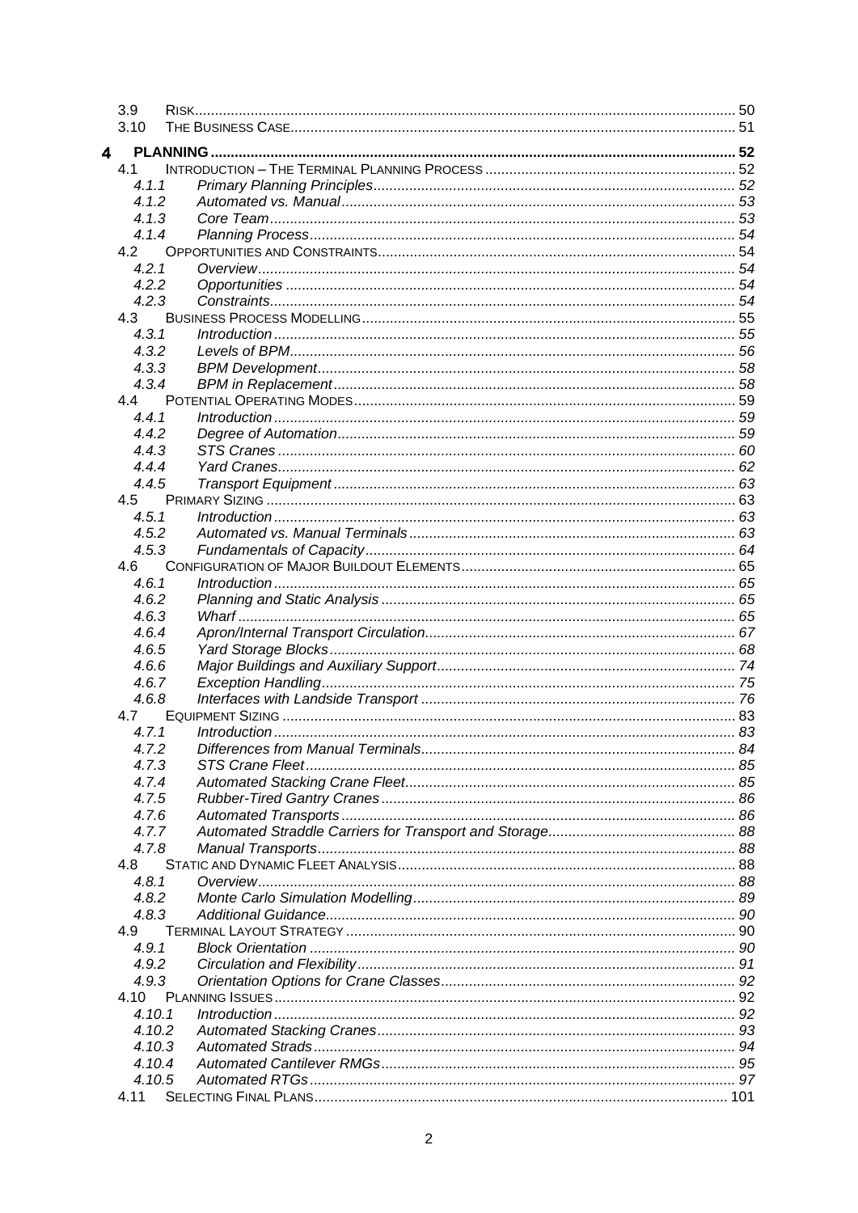3.9 RISK ........ 50
3.10 THE BUSINESS CASE ........ 51

**4 PLANNING** ........ 52

- 4.1 INTRODUCTION – THE TERMINAL PLANNING PROCESS ........ 52
  - *4.1.1 Primary Planning Principles ........ 52*
  - *4.1.2 Automated vs. Manual ........ 53*
  - *4.1.3 Core Team ........ 53*
  - *4.1.4 Planning Process ........ 54*
- 4.2 OPPORTUNITIES AND CONSTRAINTS ........ 54
  - *4.2.1 Overview ........ 54*
  - *4.2.2 Opportunities ........ 54*
  - *4.2.3 Constraints ........ 54*
- 4.3 BUSINESS PROCESS MODELLING ........ 55
  - *4.3.1 Introduction ........ 55*
  - *4.3.2 Levels of BPM ........ 56*
  - *4.3.3 BPM Development ........ 58*
  - *4.3.4 BPM in Replacement ........ 58*
- 4.4 POTENTIAL OPERATING MODES ........ 59
  - *4.4.1 Introduction ........ 59*
  - *4.4.2 Degree of Automation ........ 59*
  - *4.4.3 STS Cranes ........ 60*
  - *4.4.4 Yard Cranes ........ 62*
  - *4.4.5 Transport Equipment ........ 63*
- 4.5 PRIMARY SIZING ........ 63
  - *4.5.1 Introduction ........ 63*
  - *4.5.2 Automated vs. Manual Terminals ........ 63*
  - *4.5.3 Fundamentals of Capacity ........ 64*
- 4.6 CONFIGURATION OF MAJOR BUILDOUT ELEMENTS ........ 65
  - *4.6.1 Introduction ........ 65*
  - *4.6.2 Planning and Static Analysis ........ 65*
  - *4.6.3 Wharf ........ 65*
  - *4.6.4 Apron/Internal Transport Circulation ........ 67*
  - *4.6.5 Yard Storage Blocks ........ 68*
  - *4.6.6 Major Buildings and Auxiliary Support ........ 74*
  - *4.6.7 Exception Handling ........ 75*
  - *4.6.8 Interfaces with Landside Transport ........ 76*
- 4.7 EQUIPMENT SIZING ........ 83
  - *4.7.1 Introduction ........ 83*
  - *4.7.2 Differences from Manual Terminals ........ 84*
  - *4.7.3 STS Crane Fleet ........ 85*
  - *4.7.4 Automated Stacking Crane Fleet ........ 85*
  - *4.7.5 Rubber-Tired Gantry Cranes ........ 86*
  - *4.7.6 Automated Transports ........ 86*
  - *4.7.7 Automated Straddle Carriers for Transport and Storage ........ 88*
  - *4.7.8 Manual Transports ........ 88*
- 4.8 STATIC AND DYNAMIC FLEET ANALYSIS ........ 88
  - *4.8.1 Overview ........ 88*
  - *4.8.2 Monte Carlo Simulation Modelling ........ 89*
  - *4.8.3 Additional Guidance ........ 90*
- 4.9 TERMINAL LAYOUT STRATEGY ........ 90
  - *4.9.1 Block Orientation ........ 90*
  - *4.9.2 Circulation and Flexibility ........ 91*
  - *4.9.3 Orientation Options for Crane Classes ........ 92*
- 4.10 PLANNING ISSUES ........ 92
  - *4.10.1 Introduction ........ 92*
  - *4.10.2 Automated Stacking Cranes ........ 93*
  - *4.10.3 Automated Strads ........ 94*
  - *4.10.4 Automated Cantilever RMGs ........ 95*
  - *4.10.5 Automated RTGs ........ 97*
- 4.11 SELECTING FINAL PLANS ........ 101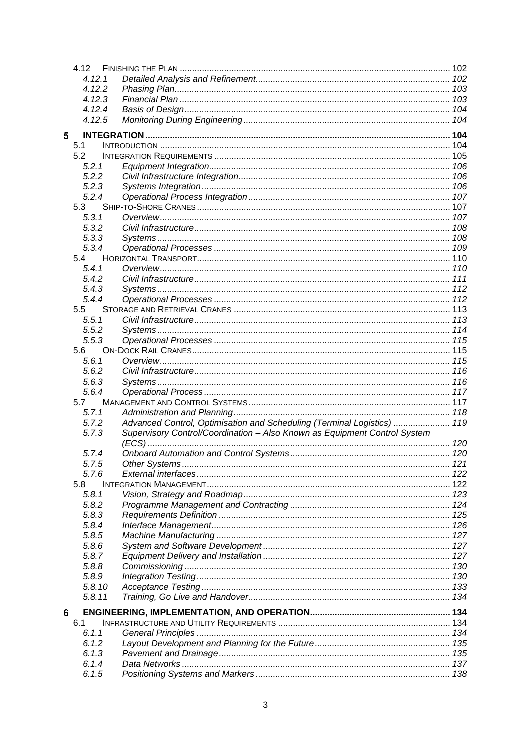- 4.12 FINISHING THE PLAN ............ 102
  - 4.12.1 *Detailed Analysis and Refinement* ............ 102
  - 4.12.2 *Phasing Plan* ............ 103
  - 4.12.3 *Financial Plan* ............ 103
  - 4.12.4 *Basis of Design* ............ 104
  - 4.12.5 *Monitoring During Engineering* ............ 104

**5 INTEGRATION ............ 104**

- 5.1 INTRODUCTION ............ 104
- 5.2 INTEGRATION REQUIREMENTS ............ 105
  - 5.2.1 *Equipment Integration* ............ 106
  - 5.2.2 *Civil Infrastructure Integration* ............ 106
  - 5.2.3 *Systems Integration* ............ 106
  - 5.2.4 *Operational Process Integration* ............ 107
- 5.3 SHIP-TO-SHORE CRANES ............ 107
  - 5.3.1 *Overview* ............ 107
  - 5.3.2 *Civil Infrastructure* ............ 108
  - 5.3.3 *Systems* ............ 108
  - 5.3.4 *Operational Processes* ............ 109
- 5.4 HORIZONTAL TRANSPORT ............ 110
  - 5.4.1 *Overview* ............ 110
  - 5.4.2 *Civil Infrastructure* ............ 111
  - 5.4.3 *Systems* ............ 112
  - 5.4.4 *Operational Processes* ............ 112
- 5.5 STORAGE AND RETRIEVAL CRANES ............ 113
  - 5.5.1 *Civil Infrastructure* ............ 113
  - 5.5.2 *Systems* ............ 114
  - 5.5.3 *Operational Processes* ............ 115
- 5.6 ON-DOCK RAIL CRANES ............ 115
  - 5.6.1 *Overview* ............ 115
  - 5.6.2 *Civil Infrastructure* ............ 116
  - 5.6.3 *Systems* ............ 116
  - 5.6.4 *Operational Process* ............ 117
- 5.7 MANAGEMENT AND CONTROL SYSTEMS ............ 117
  - 5.7.1 *Administration and Planning* ............ 118
  - 5.7.2 *Advanced Control, Optimisation and Scheduling (Terminal Logistics)* ............ 119
  - 5.7.3 *Supervisory Control/Coordination – Also Known as Equipment Control System (ECS)* ............ 120
  - 5.7.4 *Onboard Automation and Control Systems* ............ 120
  - 5.7.5 *Other Systems* ............ 121
  - 5.7.6 *External interfaces* ............ 122
- 5.8 INTEGRATION MANAGEMENT ............ 122
  - 5.8.1 *Vision, Strategy and Roadmap* ............ 123
  - 5.8.2 *Programme Management and Contracting* ............ 124
  - 5.8.3 *Requirements Definition* ............ 125
  - 5.8.4 *Interface Management* ............ 126
  - 5.8.5 *Machine Manufacturing* ............ 127
  - 5.8.6 *System and Software Development* ............ 127
  - 5.8.7 *Equipment Delivery and Installation* ............ 127
  - 5.8.8 *Commissioning* ............ 130
  - 5.8.9 *Integration Testing* ............ 130
  - 5.8.10 *Acceptance Testing* ............ 133
  - 5.8.11 *Training, Go Live and Handover* ............ 134

**6 ENGINEERING, IMPLEMENTATION, AND OPERATION ............ 134**

- 6.1 INFRASTRUCTURE AND UTILITY REQUIREMENTS ............ 134
  - 6.1.1 *General Principles* ............ 134
  - 6.1.2 *Layout Development and Planning for the Future* ............ 135
  - 6.1.3 *Pavement and Drainage* ............ 135
  - 6.1.4 *Data Networks* ............ 137
  - 6.1.5 *Positioning Systems and Markers* ............ 138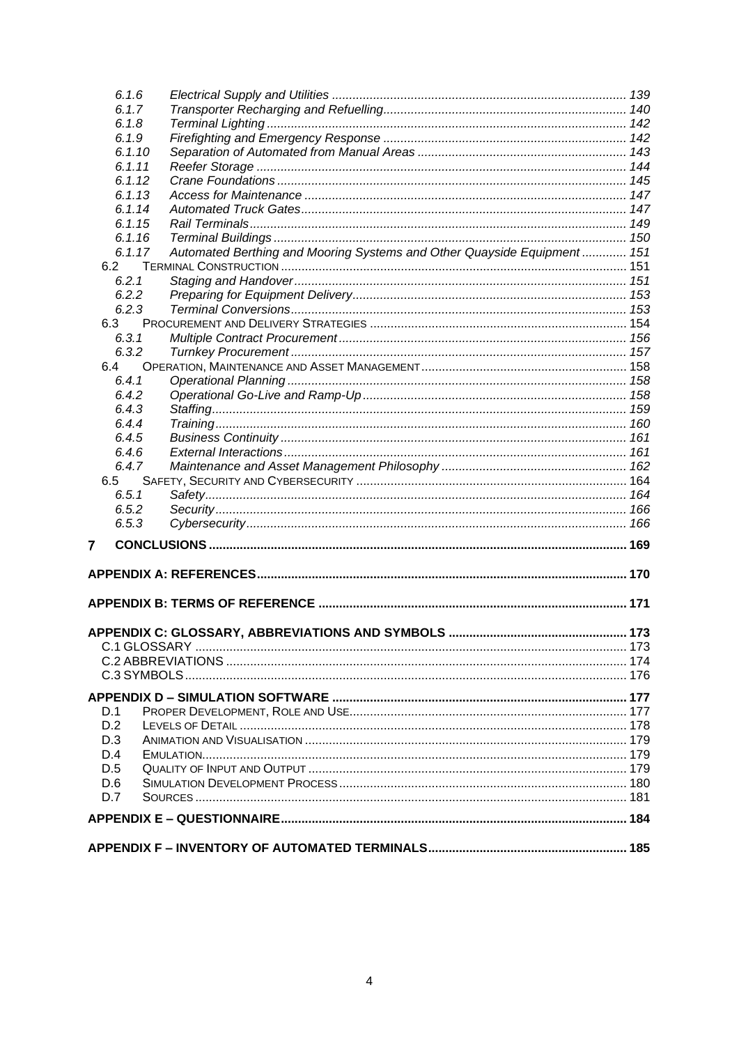- 6.1.6 *Electrical Supply and Utilities* ..... 139
- 6.1.7 *Transporter Recharging and Refuelling* ..... 140
- 6.1.8 *Terminal Lighting* ..... 142
- 6.1.9 *Firefighting and Emergency Response* ..... 142
- 6.1.10 *Separation of Automated from Manual Areas* ..... 143
- 6.1.11 *Reefer Storage* ..... 144
- 6.1.12 *Crane Foundations* ..... 145
- 6.1.13 *Access for Maintenance* ..... 147
- 6.1.14 *Automated Truck Gates* ..... 147
- 6.1.15 *Rail Terminals* ..... 149
- 6.1.16 *Terminal Buildings* ..... 150
- 6.1.17 *Automated Berthing and Mooring Systems and Other Quayside Equipment* ..... 151

6.2 TERMINAL CONSTRUCTION ..... 151
- 6.2.1 *Staging and Handover* ..... 151
- 6.2.2 *Preparing for Equipment Delivery* ..... 153
- 6.2.3 *Terminal Conversions* ..... 153

6.3 PROCUREMENT AND DELIVERY STRATEGIES ..... 154
- 6.3.1 *Multiple Contract Procurement* ..... 156
- 6.3.2 *Turnkey Procurement* ..... 157

6.4 OPERATION, MAINTENANCE AND ASSET MANAGEMENT ..... 158
- 6.4.1 *Operational Planning* ..... 158
- 6.4.2 *Operational Go-Live and Ramp-Up* ..... 158
- 6.4.3 *Staffing* ..... 159
- 6.4.4 *Training* ..... 160
- 6.4.5 *Business Continuity* ..... 161
- 6.4.6 *External Interactions* ..... 161
- 6.4.7 *Maintenance and Asset Management Philosophy* ..... 162

6.5 SAFETY, SECURITY AND CYBERSECURITY ..... 164
- 6.5.1 *Safety* ..... 164
- 6.5.2 *Security* ..... 166
- 6.5.3 *Cybersecurity* ..... 166

**7 CONCLUSIONS ..... 169**

**APPENDIX A: REFERENCES ..... 170**

**APPENDIX B: TERMS OF REFERENCE ..... 171**

**APPENDIX C: GLOSSARY, ABBREVIATIONS AND SYMBOLS ..... 173**

C.1 GLOSSARY ..... 173
C.2 ABBREVIATIONS ..... 174
C.3 SYMBOLS ..... 176

**APPENDIX D – SIMULATION SOFTWARE ..... 177**

D.1 PROPER DEVELOPMENT, ROLE AND USE ..... 177
D.2 LEVELS OF DETAIL ..... 178
D.3 ANIMATION AND VISUALISATION ..... 179
D.4 EMULATION ..... 179
D.5 QUALITY OF INPUT AND OUTPUT ..... 179
D.6 SIMULATION DEVELOPMENT PROCESS ..... 180
D.7 SOURCES ..... 181

**APPENDIX E – QUESTIONNAIRE ..... 184**

**APPENDIX F – INVENTORY OF AUTOMATED TERMINALS ..... 185**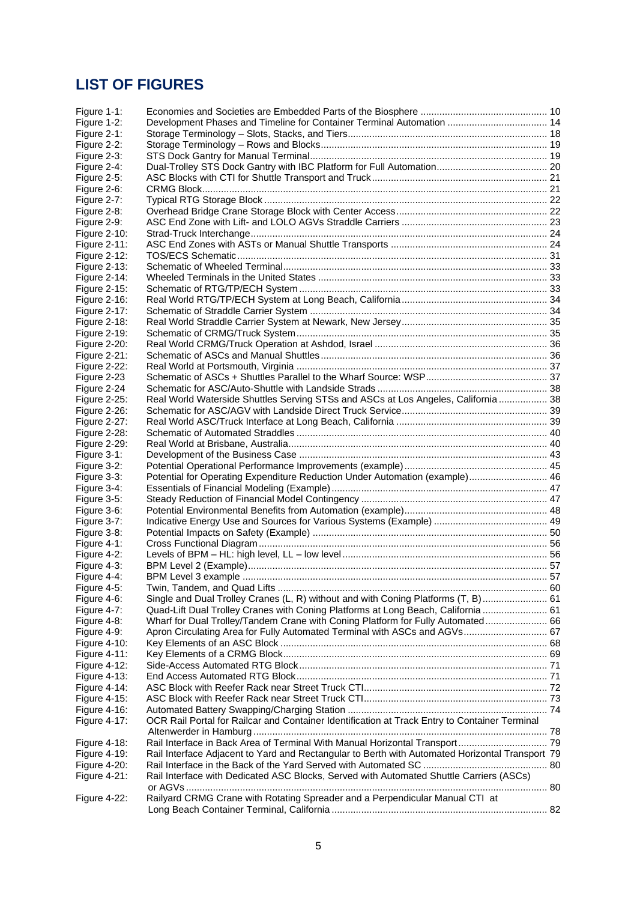# LIST OF FIGURES

| | | |
|---|---|---|
| Figure 1-1: | Economies and Societies are Embedded Parts of the Biosphere | 10 |
| Figure 1-2: | Development Phases and Timeline for Container Terminal Automation | 14 |
| Figure 2-1: | Storage Terminology – Slots, Stacks, and Tiers | 18 |
| Figure 2-2: | Storage Terminology – Rows and Blocks | 19 |
| Figure 2-3: | STS Dock Gantry for Manual Terminal | 19 |
| Figure 2-4: | Dual-Trolley STS Dock Gantry with IBC Platform for Full Automation | 20 |
| Figure 2-5: | ASC Blocks with CTI for Shuttle Transport and Truck | 21 |
| Figure 2-6: | CRMG Block | 21 |
| Figure 2-7: | Typical RTG Storage Block | 22 |
| Figure 2-8: | Overhead Bridge Crane Storage Block with Center Access | 22 |
| Figure 2-9: | ASC End Zone with Lift- and LOLO AGVs Straddle Carriers | 23 |
| Figure 2-10: | Strad-Truck Interchange | 24 |
| Figure 2-11: | ASC End Zones with ASTs or Manual Shuttle Transports | 24 |
| Figure 2-12: | TOS/ECS Schematic | 31 |
| Figure 2-13: | Schematic of Wheeled Terminal | 33 |
| Figure 2-14: | Wheeled Terminals in the United States | 33 |
| Figure 2-15: | Schematic of RTG/TP/ECH System | 33 |
| Figure 2-16: | Real World RTG/TP/ECH System at Long Beach, California | 34 |
| Figure 2-17: | Schematic of Straddle Carrier System | 34 |
| Figure 2-18: | Real World Straddle Carrier System at Newark, New Jersey | 35 |
| Figure 2-19: | Schematic of CRMG/Truck System | 35 |
| Figure 2-20: | Real World CRMG/Truck Operation at Ashdod, Israel | 36 |
| Figure 2-21: | Schematic of ASCs and Manual Shuttles | 36 |
| Figure 2-22: | Real World at Portsmouth, Virginia | 37 |
| Figure 2-23 | Schematic of ASCs + Shuttles Parallel to the Wharf Source: WSP | 37 |
| Figure 2-24 | Schematic for ASC/Auto-Shuttle with Landside Strads | 38 |
| Figure 2-25: | Real World Waterside Shuttles Serving STSs and ASCs at Los Angeles, California | 38 |
| Figure 2-26: | Schematic for ASC/AGV with Landside Direct Truck Service | 39 |
| Figure 2-27: | Real World ASC/Truck Interface at Long Beach, California | 39 |
| Figure 2-28: | Schematic of Automated Straddles | 40 |
| Figure 2-29: | Real World at Brisbane, Australia | 40 |
| Figure 3-1: | Development of the Business Case | 43 |
| Figure 3-2: | Potential Operational Performance Improvements (example) | 45 |
| Figure 3-3: | Potential for Operating Expenditure Reduction Under Automation (example) | 46 |
| Figure 3-4: | Essentials of Financial Modeling (Example) | 47 |
| Figure 3-5: | Steady Reduction of Financial Model Contingency | 47 |
| Figure 3-6: | Potential Environmental Benefits from Automation (example) | 48 |
| Figure 3-7: | Indicative Energy Use and Sources for Various Systems (Example) | 49 |
| Figure 3-8: | Potential Impacts on Safety (Example) | 50 |
| Figure 4-1: | Cross Functional Diagram | 56 |
| Figure 4-2: | Levels of BPM – HL: high level, LL – low level | 56 |
| Figure 4-3: | BPM Level 2 (Example) | 57 |
| Figure 4-4: | BPM Level 3 example | 57 |
| Figure 4-5: | Twin, Tandem, and Quad Lifts | 60 |
| Figure 4-6: | Single and Dual Trolley Cranes (L, R) without and with Coning Platforms (T, B) | 61 |
| Figure 4-7: | Quad-Lift Dual Trolley Cranes with Coning Platforms at Long Beach, California | 61 |
| Figure 4-8: | Wharf for Dual Trolley/Tandem Crane with Coning Platform for Fully Automated | 66 |
| Figure 4-9: | Apron Circulating Area for Fully Automated Terminal with ASCs and AGVs | 67 |
| Figure 4-10: | Key Elements of an ASC Block | 68 |
| Figure 4-11: | Key Elements of a CRMG Block | 69 |
| Figure 4-12: | Side-Access Automated RTG Block | 71 |
| Figure 4-13: | End Access Automated RTG Block | 71 |
| Figure 4-14: | ASC Block with Reefer Rack near Street Truck CTI | 72 |
| Figure 4-15: | ASC Block with Reefer Rack near Street Truck CTI | 73 |
| Figure 4-16: | Automated Battery Swapping/Charging Station | 74 |
| Figure 4-17: | OCR Rail Portal for Railcar and Container Identification at Track Entry to Container Terminal Altenwerder in Hamburg | 78 |
| Figure 4-18: | Rail Interface in Back Area of Terminal With Manual Horizontal Transport | 79 |
| Figure 4-19: | Rail Interface Adjacent to Yard and Rectangular to Berth with Automated Horizontal Transport | 79 |
| Figure 4-20: | Rail Interface in the Back of the Yard Served with Automated SC | 80 |
| Figure 4-21: | Rail Interface with Dedicated ASC Blocks, Served with Automated Shuttle Carriers (ASCs) or AGVs | 80 |
| Figure 4-22: | Railyard CRMG Crane with Rotating Spreader and a Perpendicular Manual CTI at Long Beach Container Terminal, California | 82 |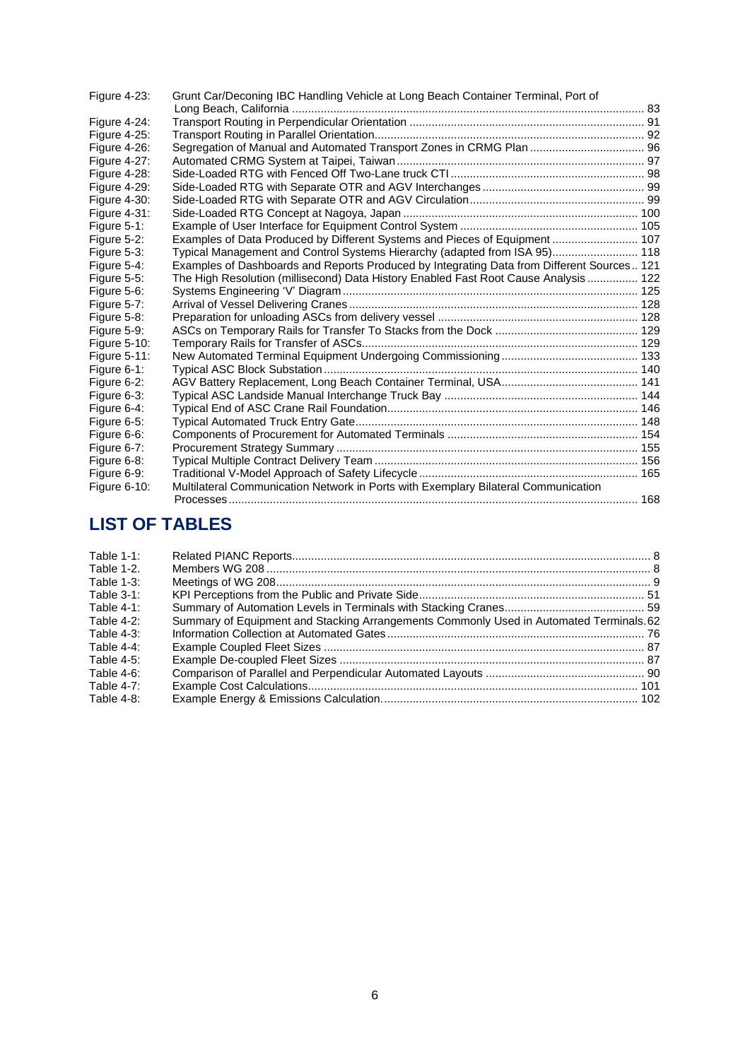Figure 4-23: Grunt Car/Deconing IBC Handling Vehicle at Long Beach Container Terminal, Port of Long Beach, California ... 83
Figure 4-24: Transport Routing in Perpendicular Orientation ... 91
Figure 4-25: Transport Routing in Parallel Orientation ... 92
Figure 4-26: Segregation of Manual and Automated Transport Zones in CRMG Plan ... 96
Figure 4-27: Automated CRMG System at Taipei, Taiwan ... 97
Figure 4-28: Side-Loaded RTG with Fenced Off Two-Lane truck CTI ... 98
Figure 4-29: Side-Loaded RTG with Separate OTR and AGV Interchanges ... 99
Figure 4-30: Side-Loaded RTG with Separate OTR and AGV Circulation ... 99
Figure 4-31: Side-Loaded RTG Concept at Nagoya, Japan ... 100
Figure 5-1: Example of User Interface for Equipment Control System ... 105
Figure 5-2: Examples of Data Produced by Different Systems and Pieces of Equipment ... 107
Figure 5-3: Typical Management and Control Systems Hierarchy (adapted from ISA 95) ... 118
Figure 5-4: Examples of Dashboards and Reports Produced by Integrating Data from Different Sources ... 121
Figure 5-5: The High Resolution (millisecond) Data History Enabled Fast Root Cause Analysis ... 122
Figure 5-6: Systems Engineering 'V' Diagram ... 125
Figure 5-7: Arrival of Vessel Delivering Cranes ... 128
Figure 5-8: Preparation for unloading ASCs from delivery vessel ... 128
Figure 5-9: ASCs on Temporary Rails for Transfer To Stacks from the Dock ... 129
Figure 5-10: Temporary Rails for Transfer of ASCs ... 129
Figure 5-11: New Automated Terminal Equipment Undergoing Commissioning ... 133
Figure 6-1: Typical ASC Block Substation ... 140
Figure 6-2: AGV Battery Replacement, Long Beach Container Terminal, USA ... 141
Figure 6-3: Typical ASC Landside Manual Interchange Truck Bay ... 144
Figure 6-4: Typical End of ASC Crane Rail Foundation ... 146
Figure 6-5: Typical Automated Truck Entry Gate ... 148
Figure 6-6: Components of Procurement for Automated Terminals ... 154
Figure 6-7: Procurement Strategy Summary ... 155
Figure 6-8: Typical Multiple Contract Delivery Team ... 156
Figure 6-9: Traditional V-Model Approach of Safety Lifecycle ... 165
Figure 6-10: Multilateral Communication Network in Ports with Exemplary Bilateral Communication Processes ... 168

## LIST OF TABLES

Table 1-1: Related PIANC Reports ... 8
Table 1-2. Members WG 208 ... 8
Table 1-3: Meetings of WG 208 ... 9
Table 3-1: KPI Perceptions from the Public and Private Side ... 51
Table 4-1: Summary of Automation Levels in Terminals with Stacking Cranes ... 59
Table 4-2: Summary of Equipment and Stacking Arrangements Commonly Used in Automated Terminals ... 62
Table 4-3: Information Collection at Automated Gates ... 76
Table 4-4: Example Coupled Fleet Sizes ... 87
Table 4-5: Example De-coupled Fleet Sizes ... 87
Table 4-6: Comparison of Parallel and Perpendicular Automated Layouts ... 90
Table 4-7: Example Cost Calculations ... 101
Table 4-8: Example Energy & Emissions Calculation ... 102